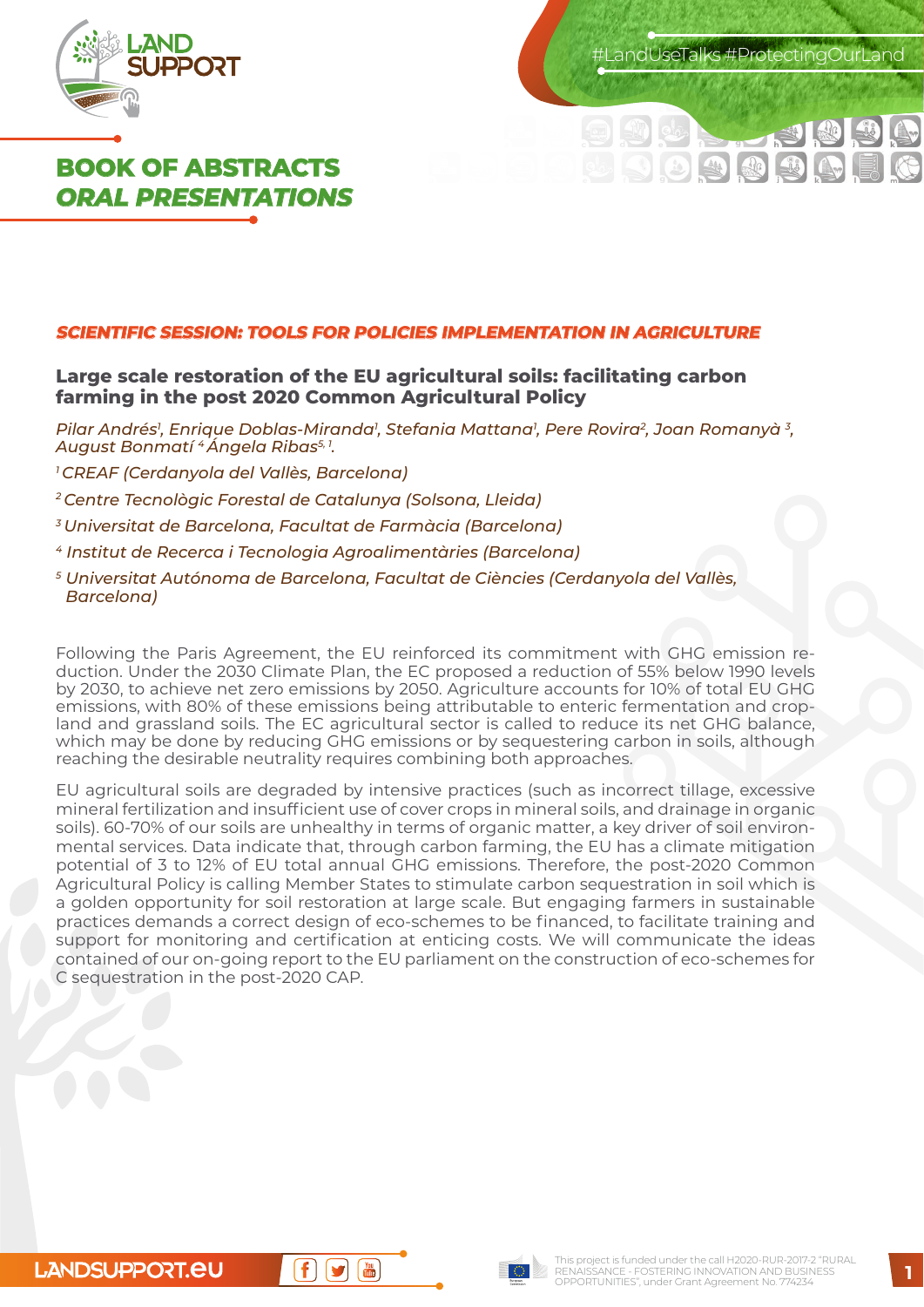# BOOK OF ABSTRACTS
## *ORAL PRESENTATIONS*

### *SCIENTIFIC SESSION: TOOLS FOR POLICIES IMPLEMENTATION IN AGRICULTURE*

### Large scale restoration of the EU agricultural soils: facilitating carbon farming in the post 2020 Common Agricultural Policy

*Pilar Andrés[1], Enrique Doblas-Miranda[1], Stefania Mattana[1], Pere Rovira[2], Joan Romanyà [3], August Bonmatí [4] Ángela Ribas[5, 1].*

*[1] CREAF (Cerdanyola del Vallès, Barcelona)*

*[2] Centre Tecnològic Forestal de Catalunya (Solsona, Lleida)*

*[3] Universitat de Barcelona, Facultat de Farmàcia (Barcelona)*

*[4] Institut de Recerca i Tecnologia Agroalimentàries (Barcelona)*

*[5] Universitat Autónoma de Barcelona, Facultat de Ciències (Cerdanyola del Vallès, Barcelona)*

Following the Paris Agreement, the EU reinforced its commitment with GHG emission reduction. Under the 2030 Climate Plan, the EC proposed a reduction of 55% below 1990 levels by 2030, to achieve net zero emissions by 2050. Agriculture accounts for 10% of total EU GHG emissions, with 80% of these emissions being attributable to enteric fermentation and cropland and grassland soils. The EC agricultural sector is called to reduce its net GHG balance, which may be done by reducing GHG emissions or by sequestering carbon in soils, although reaching the desirable neutrality requires combining both approaches.

EU agricultural soils are degraded by intensive practices (such as incorrect tillage, excessive mineral fertilization and insufficient use of cover crops in mineral soils, and drainage in organic soils). 60-70% of our soils are unhealthy in terms of organic matter, a key driver of soil environmental services. Data indicate that, through carbon farming, the EU has a climate mitigation potential of 3 to 12% of EU total annual GHG emissions. Therefore, the post-2020 Common Agricultural Policy is calling Member States to stimulate carbon sequestration in soil which is a golden opportunity for soil restoration at large scale. But engaging farmers in sustainable practices demands a correct design of eco-schemes to be financed, to facilitate training and support for monitoring and certification at enticing costs. We will communicate the ideas contained of our on-going report to the EU parliament on the construction of eco-schemes for C sequestration in the post-2020 CAP.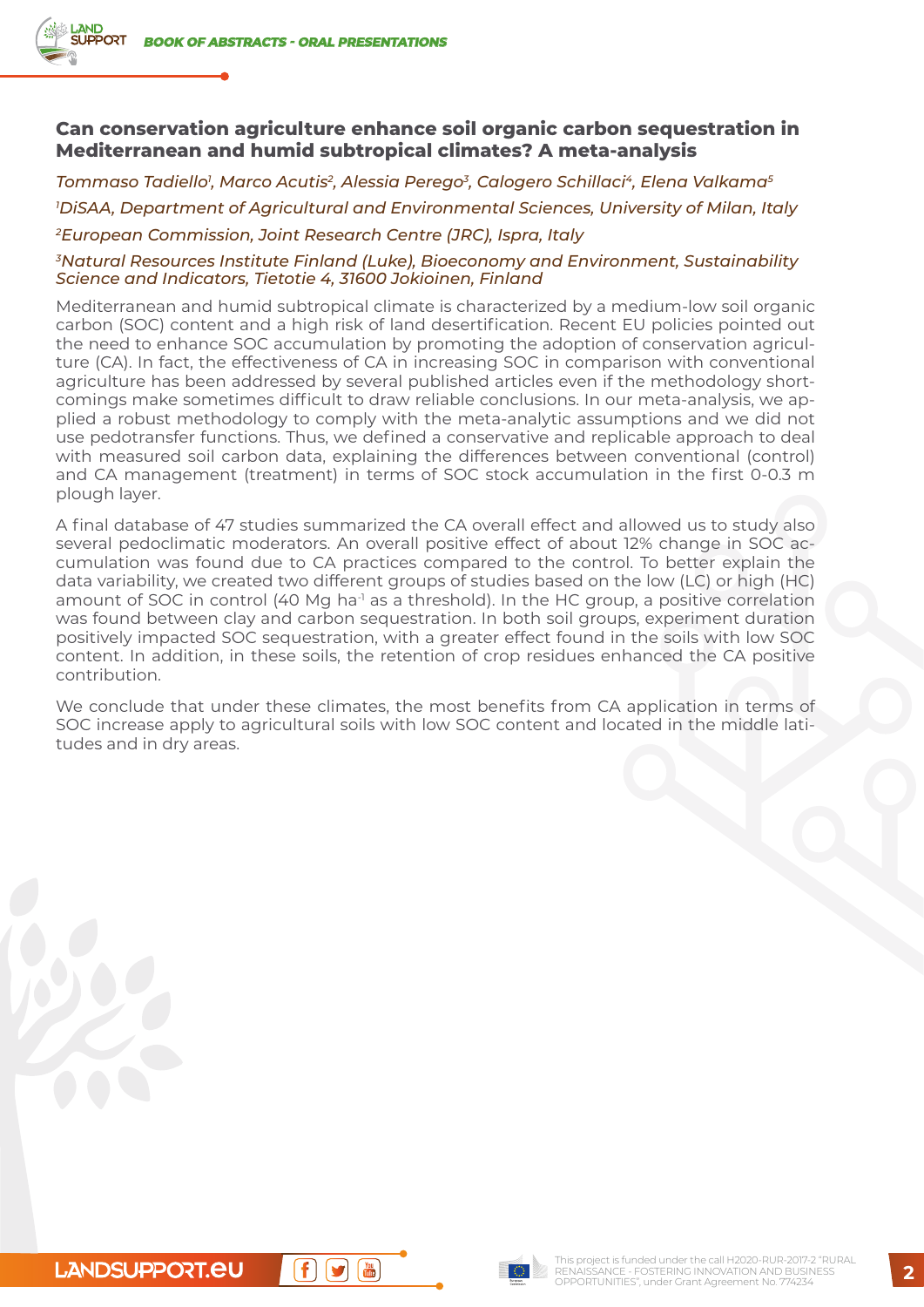## Can conservation agriculture enhance soil organic carbon sequestration in Mediterranean and humid subtropical climates? A meta-analysis

*Tommaso Tadiello[1], Marco Acutis[2], Alessia Perego[3], Calogero Schillaci[4], Elena Valkama[5]*

*[1]DiSAA, Department of Agricultural and Environmental Sciences, University of Milan, Italy*

*[2]European Commission, Joint Research Centre (JRC), Ispra, Italy*

*[3]Natural Resources Institute Finland (Luke), Bioeconomy and Environment, Sustainability Science and Indicators, Tietotie 4, 31600 Jokioinen, Finland*

Mediterranean and humid subtropical climate is characterized by a medium-low soil organic carbon (SOC) content and a high risk of land desertification. Recent EU policies pointed out the need to enhance SOC accumulation by promoting the adoption of conservation agriculture (CA). In fact, the effectiveness of CA in increasing SOC in comparison with conventional agriculture has been addressed by several published articles even if the methodology shortcomings make sometimes difficult to draw reliable conclusions. In our meta-analysis, we applied a robust methodology to comply with the meta-analytic assumptions and we did not use pedotransfer functions. Thus, we defined a conservative and replicable approach to deal with measured soil carbon data, explaining the differences between conventional (control) and CA management (treatment) in terms of SOC stock accumulation in the first 0-0.3 m plough layer.

A final database of 47 studies summarized the CA overall effect and allowed us to study also several pedoclimatic moderators. An overall positive effect of about 12% change in SOC accumulation was found due to CA practices compared to the control. To better explain the data variability, we created two different groups of studies based on the low (LC) or high (HC) amount of SOC in control (40 Mg ha$^{-1}$ as a threshold). In the HC group, a positive correlation was found between clay and carbon sequestration. In both soil groups, experiment duration positively impacted SOC sequestration, with a greater effect found in the soils with low SOC content. In addition, in these soils, the retention of crop residues enhanced the CA positive contribution.

We conclude that under these climates, the most benefits from CA application in terms of SOC increase apply to agricultural soils with low SOC content and located in the middle latitudes and in dry areas.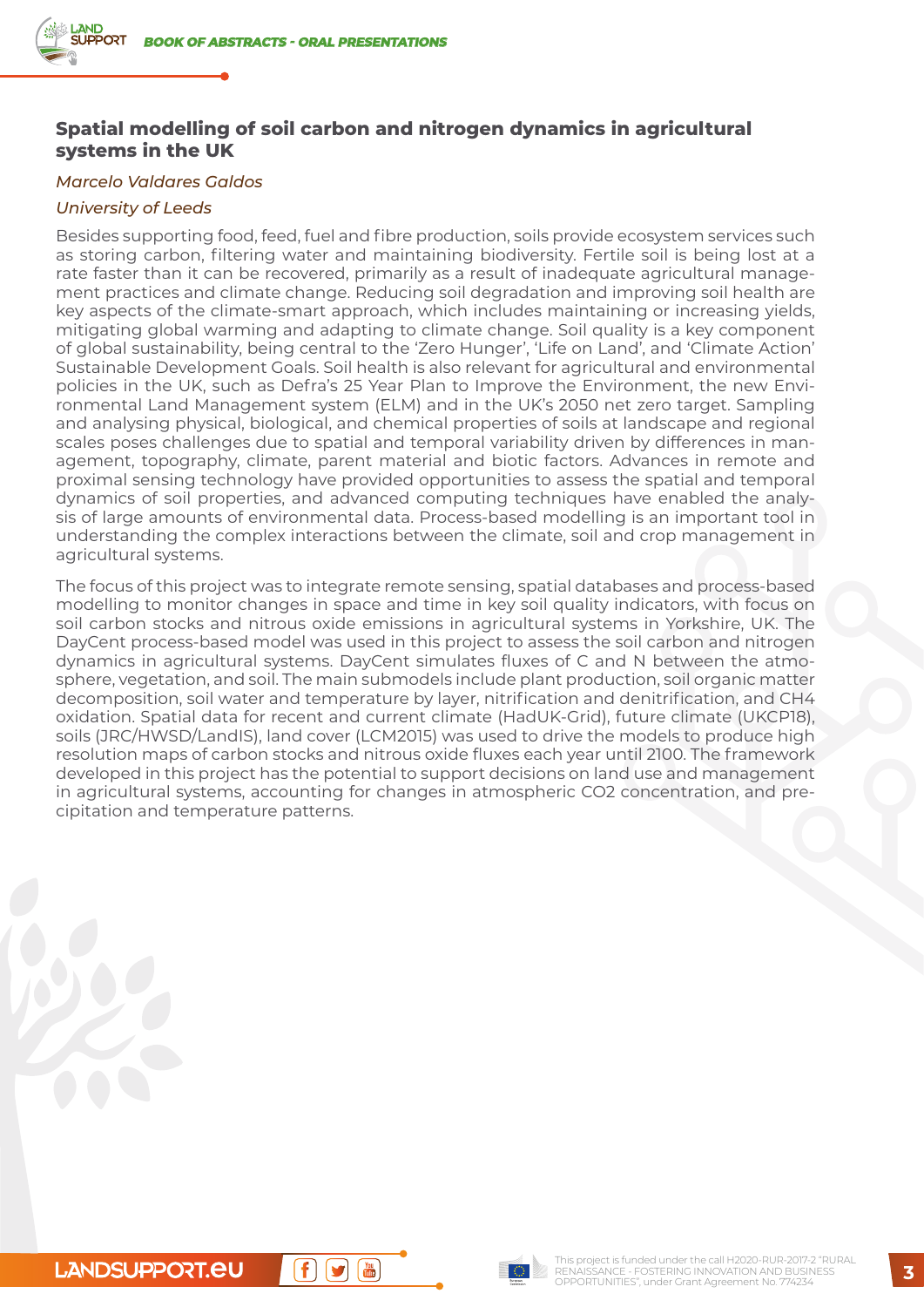## Spatial modelling of soil carbon and nitrogen dynamics in agricultural systems in the UK

*Marcelo Valdares Galdos*

*University of Leeds*

Besides supporting food, feed, fuel and fibre production, soils provide ecosystem services such as storing carbon, filtering water and maintaining biodiversity. Fertile soil is being lost at a rate faster than it can be recovered, primarily as a result of inadequate agricultural management practices and climate change. Reducing soil degradation and improving soil health are key aspects of the climate-smart approach, which includes maintaining or increasing yields, mitigating global warming and adapting to climate change. Soil quality is a key component of global sustainability, being central to the 'Zero Hunger', 'Life on Land', and 'Climate Action' Sustainable Development Goals. Soil health is also relevant for agricultural and environmental policies in the UK, such as Defra's 25 Year Plan to Improve the Environment, the new Environmental Land Management system (ELM) and in the UK's 2050 net zero target. Sampling and analysing physical, biological, and chemical properties of soils at landscape and regional scales poses challenges due to spatial and temporal variability driven by differences in management, topography, climate, parent material and biotic factors. Advances in remote and proximal sensing technology have provided opportunities to assess the spatial and temporal dynamics of soil properties, and advanced computing techniques have enabled the analysis of large amounts of environmental data. Process-based modelling is an important tool in understanding the complex interactions between the climate, soil and crop management in agricultural systems.

The focus of this project was to integrate remote sensing, spatial databases and process-based modelling to monitor changes in space and time in key soil quality indicators, with focus on soil carbon stocks and nitrous oxide emissions in agricultural systems in Yorkshire, UK. The DayCent process-based model was used in this project to assess the soil carbon and nitrogen dynamics in agricultural systems. DayCent simulates fluxes of C and N between the atmosphere, vegetation, and soil. The main submodels include plant production, soil organic matter decomposition, soil water and temperature by layer, nitrification and denitrification, and $CH_4$ oxidation. Spatial data for recent and current climate (HadUK-Grid), future climate (UKCP18), soils (JRC/HWSD/LandIS), land cover (LCM2015) was used to drive the models to produce high resolution maps of carbon stocks and nitrous oxide fluxes each year until 2100. The framework developed in this project has the potential to support decisions on land use and management in agricultural systems, accounting for changes in atmospheric $CO_2$ concentration, and precipitation and temperature patterns.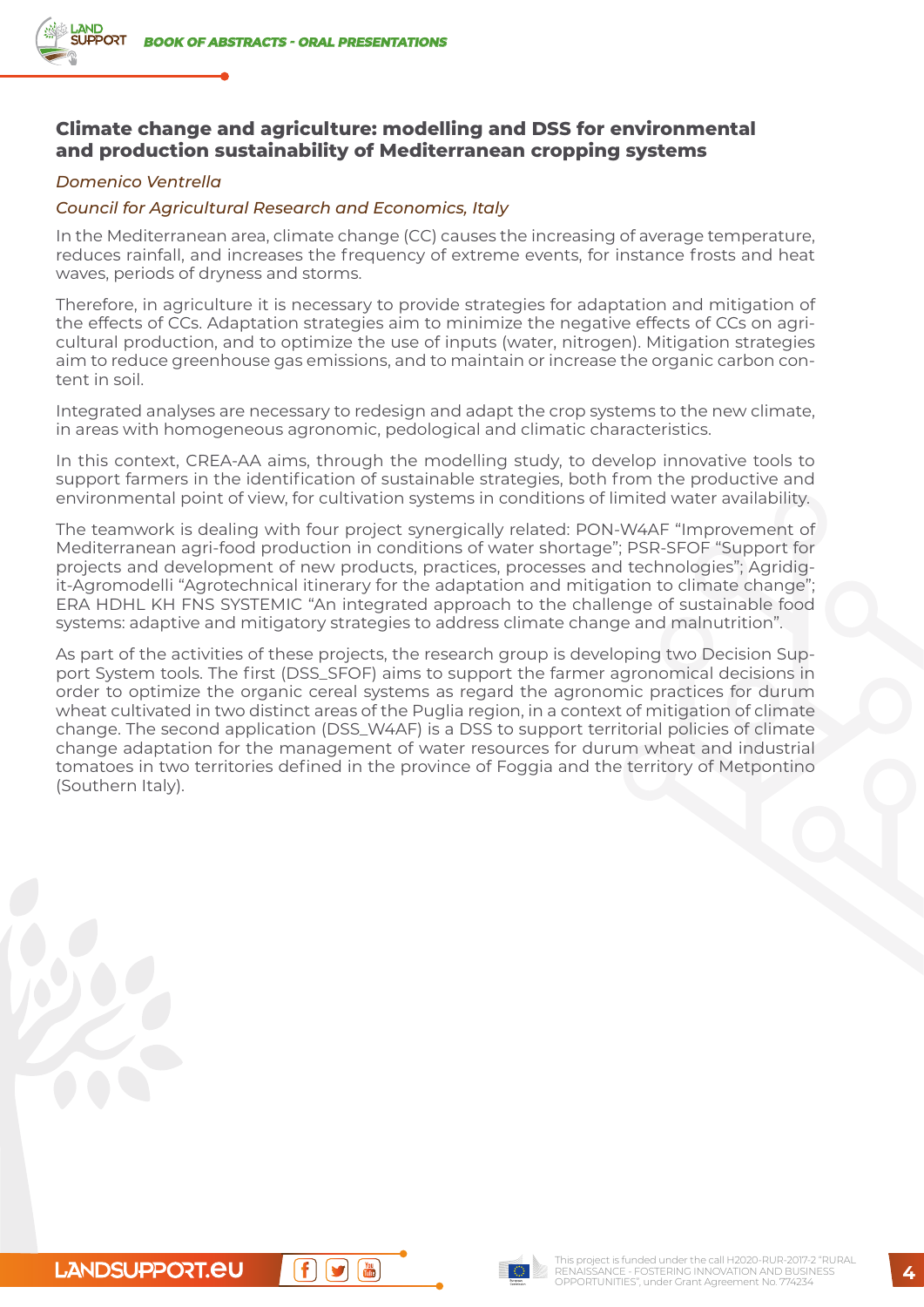## Climate change and agriculture: modelling and DSS for environmental and production sustainability of Mediterranean cropping systems

*Domenico Ventrella*

*Council for Agricultural Research and Economics, Italy*

In the Mediterranean area, climate change (CC) causes the increasing of average temperature, reduces rainfall, and increases the frequency of extreme events, for instance frosts and heat waves, periods of dryness and storms.

Therefore, in agriculture it is necessary to provide strategies for adaptation and mitigation of the effects of CCs. Adaptation strategies aim to minimize the negative effects of CCs on agricultural production, and to optimize the use of inputs (water, nitrogen). Mitigation strategies aim to reduce greenhouse gas emissions, and to maintain or increase the organic carbon content in soil.

Integrated analyses are necessary to redesign and adapt the crop systems to the new climate, in areas with homogeneous agronomic, pedological and climatic characteristics.

In this context, CREA-AA aims, through the modelling study, to develop innovative tools to support farmers in the identification of sustainable strategies, both from the productive and environmental point of view, for cultivation systems in conditions of limited water availability.

The teamwork is dealing with four project synergically related: PON-W4AF "Improvement of Mediterranean agri-food production in conditions of water shortage"; PSR-SFOF "Support for projects and development of new products, practices, processes and technologies"; Agridigit-Agromodelli "Agrotechnical itinerary for the adaptation and mitigation to climate change"; ERA HDHL KH FNS SYSTEMIC "An integrated approach to the challenge of sustainable food systems: adaptive and mitigatory strategies to address climate change and malnutrition".

As part of the activities of these projects, the research group is developing two Decision Support System tools. The first (DSS_SFOF) aims to support the farmer agronomical decisions in order to optimize the organic cereal systems as regard the agronomic practices for durum wheat cultivated in two distinct areas of the Puglia region, in a context of mitigation of climate change. The second application (DSS_W4AF) is a DSS to support territorial policies of climate change adaptation for the management of water resources for durum wheat and industrial tomatoes in two territories defined in the province of Foggia and the territory of Metpontino (Southern Italy).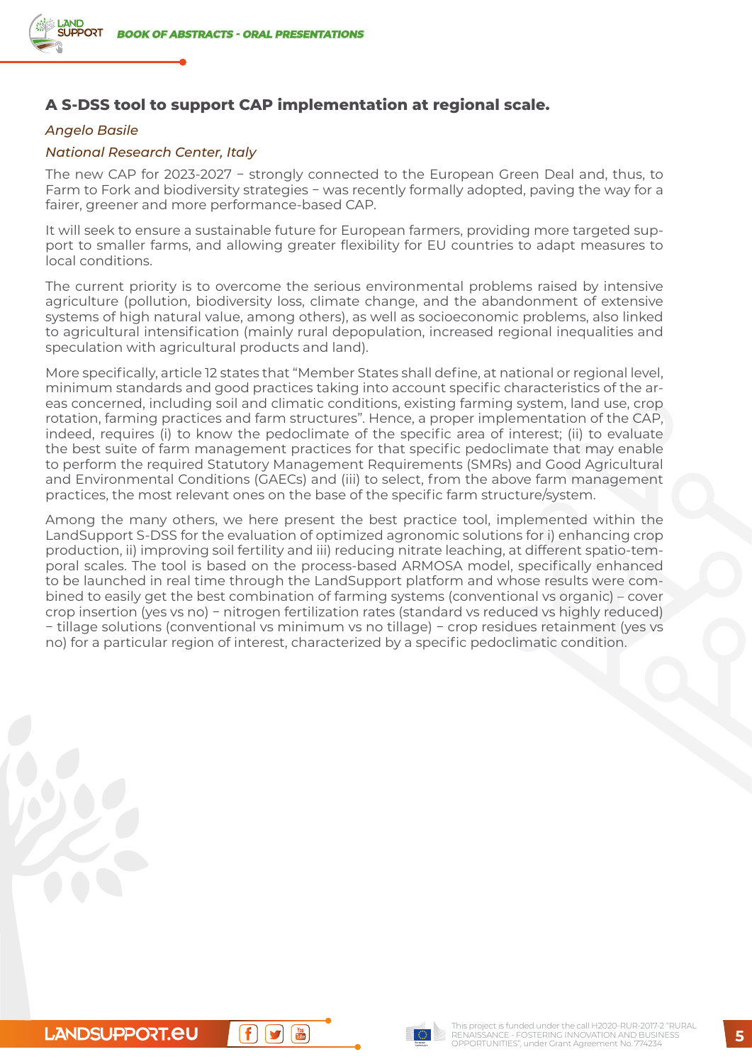### A S-DSS tool to support CAP implementation at regional scale.

*Angelo Basile*

*National Research Center, Italy*

The new CAP for 2023-2027 – strongly connected to the European Green Deal and, thus, to Farm to Fork and biodiversity strategies – was recently formally adopted, paving the way for a fairer, greener and more performance-based CAP.

It will seek to ensure a sustainable future for European farmers, providing more targeted support to smaller farms, and allowing greater flexibility for EU countries to adapt measures to local conditions.

The current priority is to overcome the serious environmental problems raised by intensive agriculture (pollution, biodiversity loss, climate change, and the abandonment of extensive systems of high natural value, among others), as well as socioeconomic problems, also linked to agricultural intensification (mainly rural depopulation, increased regional inequalities and speculation with agricultural products and land).

More specifically, article 12 states that "Member States shall define, at national or regional level, minimum standards and good practices taking into account specific characteristics of the areas concerned, including soil and climatic conditions, existing farming system, land use, crop rotation, farming practices and farm structures". Hence, a proper implementation of the CAP, indeed, requires (i) to know the pedoclimate of the specific area of interest; (ii) to evaluate the best suite of farm management practices for that specific pedoclimate that may enable to perform the required Statutory Management Requirements (SMRs) and Good Agricultural and Environmental Conditions (GAECs) and (iii) to select, from the above farm management practices, the most relevant ones on the base of the specific farm structure/system.

Among the many others, we here present the best practice tool, implemented within the LandSupport S-DSS for the evaluation of optimized agronomic solutions for i) enhancing crop production, ii) improving soil fertility and iii) reducing nitrate leaching, at different spatio-temporal scales. The tool is based on the process-based ARMOSA model, specifically enhanced to be launched in real time through the LandSupport platform and whose results were combined to easily get the best combination of farming systems (conventional vs organic) – cover crop insertion (yes vs no) – nitrogen fertilization rates (standard vs reduced vs highly reduced) – tillage solutions (conventional vs minimum vs no tillage) – crop residues retainment (yes vs no) for a particular region of interest, characterized by a specific pedoclimatic condition.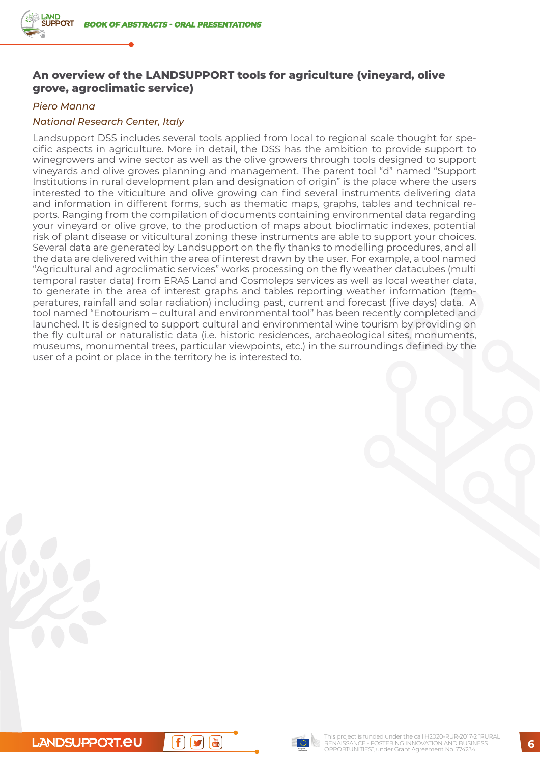## An overview of the LANDSUPPORT tools for agriculture (vineyard, olive grove, agroclimatic service)

*Piero Manna*

*National Research Center, Italy*

Landsupport DSS includes several tools applied from local to regional scale thought for specific aspects in agriculture. More in detail, the DSS has the ambition to provide support to winegrowers and wine sector as well as the olive growers through tools designed to support vineyards and olive groves planning and management. The parent tool "d" named "Support Institutions in rural development plan and designation of origin" is the place where the users interested to the viticulture and olive growing can find several instruments delivering data and information in different forms, such as thematic maps, graphs, tables and technical reports. Ranging from the compilation of documents containing environmental data regarding your vineyard or olive grove, to the production of maps about bioclimatic indexes, potential risk of plant disease or viticultural zoning these instruments are able to support your choices. Several data are generated by Landsupport on the fly thanks to modelling procedures, and all the data are delivered within the area of interest drawn by the user. For example, a tool named "Agricultural and agroclimatic services" works processing on the fly weather datacubes (multi temporal raster data) from ERA5 Land and Cosmoleps services as well as local weather data, to generate in the area of interest graphs and tables reporting weather information (temperatures, rainfall and solar radiation) including past, current and forecast (five days) data. A tool named "Enotourism – cultural and environmental tool" has been recently completed and launched. It is designed to support cultural and environmental wine tourism by providing on the fly cultural or naturalistic data (i.e. historic residences, archaeological sites, monuments, museums, monumental trees, particular viewpoints, etc.) in the surroundings defined by the user of a point or place in the territory he is interested to.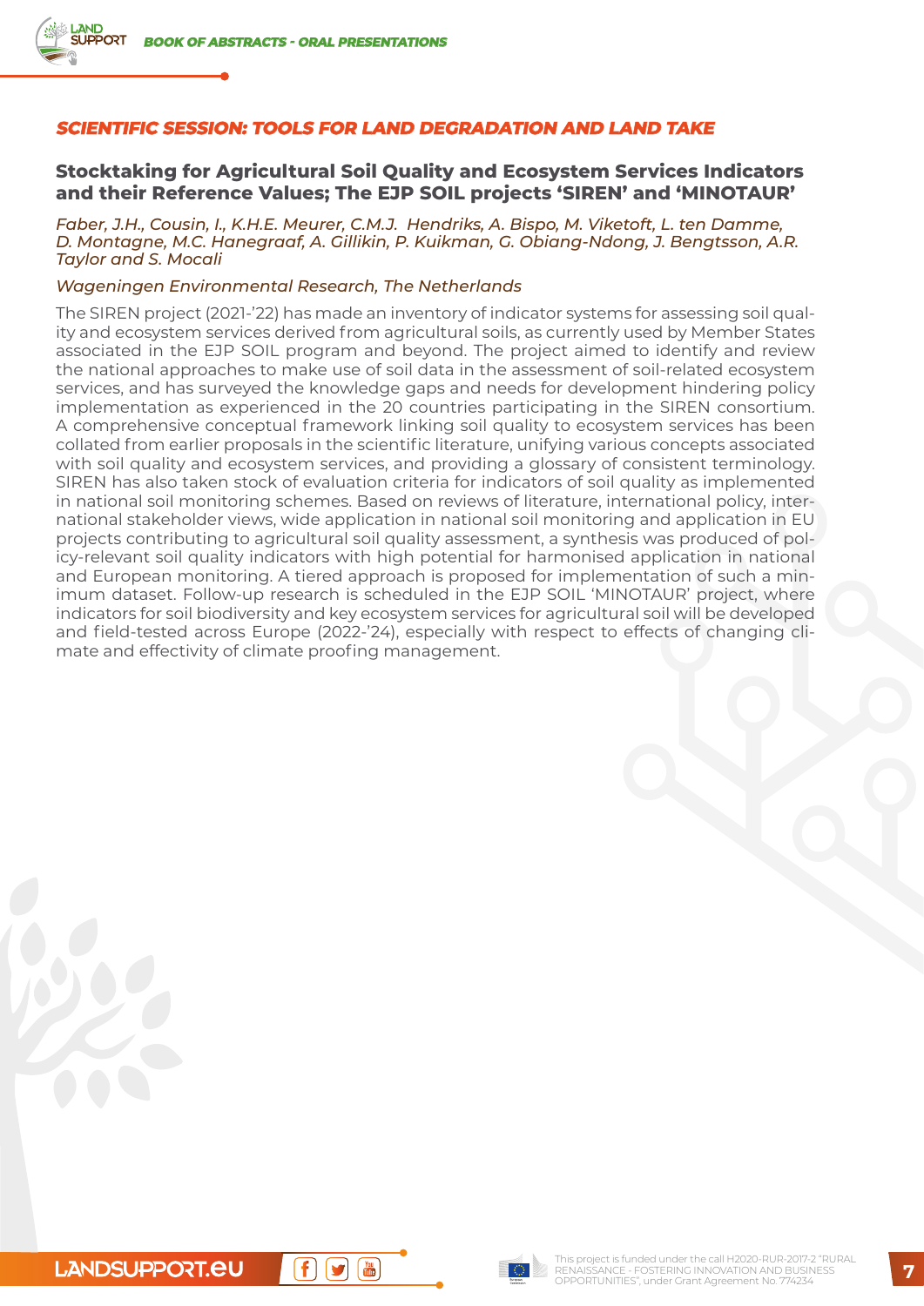## *SCIENTIFIC SESSION: TOOLS FOR LAND DEGRADATION AND LAND TAKE*

### Stocktaking for Agricultural Soil Quality and Ecosystem Services Indicators and their Reference Values; The EJP SOIL projects 'SIREN' and 'MINOTAUR'

*Faber, J.H., Cousin, I., K.H.E. Meurer, C.M.J. Hendriks, A. Bispo, M. Viketoft, L. ten Damme, D. Montagne, M.C. Hanegraaf, A. Gillikin, P. Kuikman, G. Obiang-Ndong, J. Bengtsson, A.R. Taylor and S. Mocali*

*Wageningen Environmental Research, The Netherlands*

The SIREN project (2021-'22) has made an inventory of indicator systems for assessing soil quality and ecosystem services derived from agricultural soils, as currently used by Member States associated in the EJP SOIL program and beyond. The project aimed to identify and review the national approaches to make use of soil data in the assessment of soil-related ecosystem services, and has surveyed the knowledge gaps and needs for development hindering policy implementation as experienced in the 20 countries participating in the SIREN consortium. A comprehensive conceptual framework linking soil quality to ecosystem services has been collated from earlier proposals in the scientific literature, unifying various concepts associated with soil quality and ecosystem services, and providing a glossary of consistent terminology. SIREN has also taken stock of evaluation criteria for indicators of soil quality as implemented in national soil monitoring schemes. Based on reviews of literature, international policy, international stakeholder views, wide application in national soil monitoring and application in EU projects contributing to agricultural soil quality assessment, a synthesis was produced of policy-relevant soil quality indicators with high potential for harmonised application in national and European monitoring. A tiered approach is proposed for implementation of such a minimum dataset. Follow-up research is scheduled in the EJP SOIL 'MINOTAUR' project, where indicators for soil biodiversity and key ecosystem services for agricultural soil will be developed and field-tested across Europe (2022-'24), especially with respect to effects of changing climate and effectivity of climate proofing management.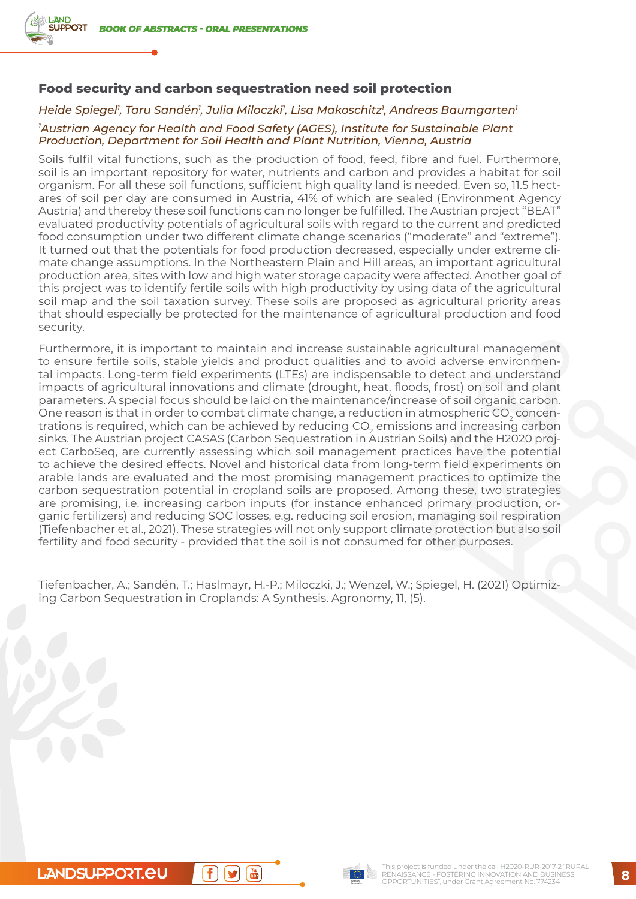## Food security and carbon sequestration need soil protection

*Heide Spiegel[1], Taru Sandén[1], Julia Miloczki[1], Lisa Makoschitz[1], Andreas Baumgarten[1]*

*[1]Austrian Agency for Health and Food Safety (AGES), Institute for Sustainable Plant Production, Department for Soil Health and Plant Nutrition, Vienna, Austria*

Soils fulfil vital functions, such as the production of food, feed, fibre and fuel. Furthermore, soil is an important repository for water, nutrients and carbon and provides a habitat for soil organism. For all these soil functions, sufficient high quality land is needed. Even so, 11.5 hectares of soil per day are consumed in Austria, 41% of which are sealed (Environment Agency Austria) and thereby these soil functions can no longer be fulfilled. The Austrian project "BEAT" evaluated productivity potentials of agricultural soils with regard to the current and predicted food consumption under two different climate change scenarios ("moderate" and "extreme"). It turned out that the potentials for food production decreased, especially under extreme climate change assumptions. In the Northeastern Plain and Hill areas, an important agricultural production area, sites with low and high water storage capacity were affected. Another goal of this project was to identify fertile soils with high productivity by using data of the agricultural soil map and the soil taxation survey. These soils are proposed as agricultural priority areas that should especially be protected for the maintenance of agricultural production and food security.

Furthermore, it is important to maintain and increase sustainable agricultural management to ensure fertile soils, stable yields and product qualities and to avoid adverse environmental impacts. Long-term field experiments (LTEs) are indispensable to detect and understand impacts of agricultural innovations and climate (drought, heat, floods, frost) on soil and plant parameters. A special focus should be laid on the maintenance/increase of soil organic carbon. One reason is that in order to combat climate change, a reduction in atmospheric $CO_2$ concentrations is required, which can be achieved by reducing $CO_2$ emissions and increasing carbon sinks. The Austrian project CASAS (Carbon Sequestration in Austrian Soils) and the H2020 project CarboSeq, are currently assessing which soil management practices have the potential to achieve the desired effects. Novel and historical data from long-term field experiments on arable lands are evaluated and the most promising management practices to optimize the carbon sequestration potential in cropland soils are proposed. Among these, two strategies are promising, i.e. increasing carbon inputs (for instance enhanced primary production, organic fertilizers) and reducing SOC losses, e.g. reducing soil erosion, managing soil respiration (Tiefenbacher et al., 2021). These strategies will not only support climate protection but also soil fertility and food security - provided that the soil is not consumed for other purposes.

Tiefenbacher, A.; Sandén, T.; Haslmayr, H.-P.; Miloczki, J.; Wenzel, W.; Spiegel, H. (2021) Optimizing Carbon Sequestration in Croplands: A Synthesis. Agronomy, 11, (5).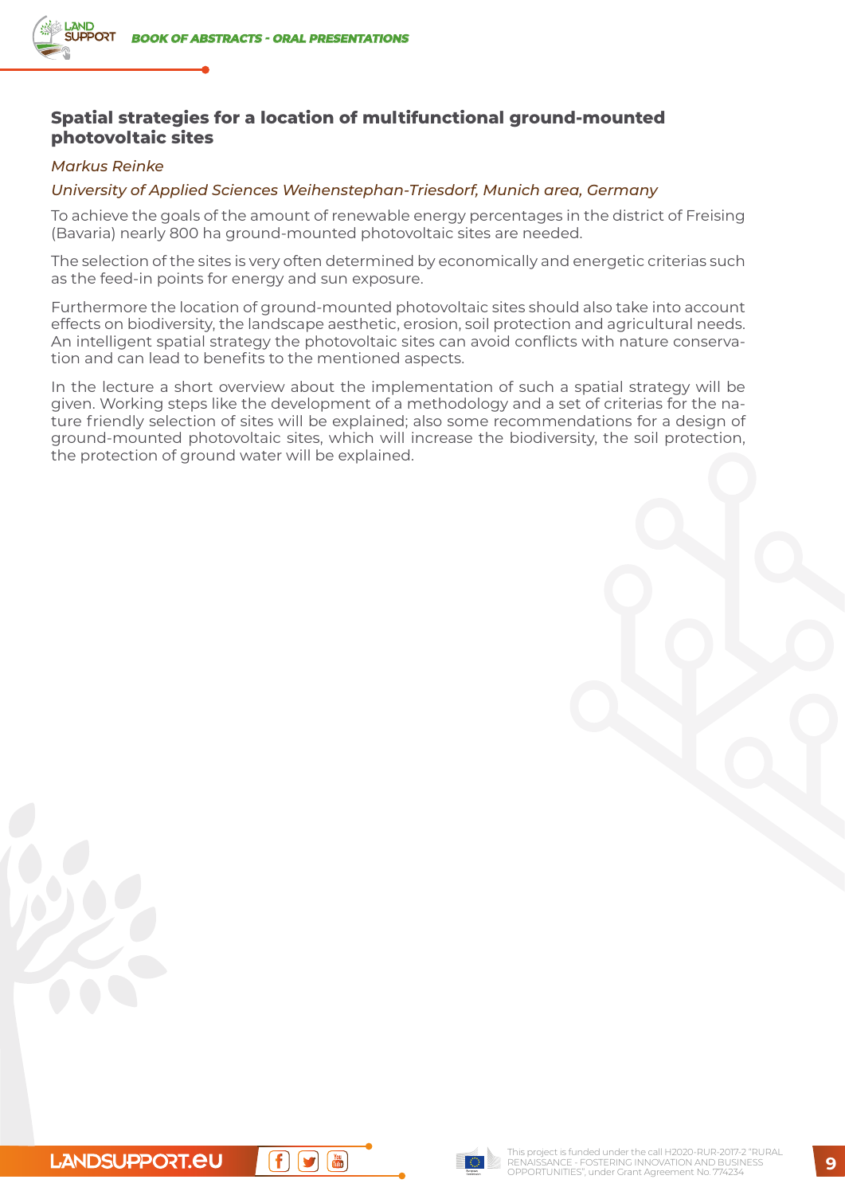## Spatial strategies for a location of multifunctional ground-mounted photovoltaic sites

*Markus Reinke*

*University of Applied Sciences Weihenstephan-Triesdorf, Munich area, Germany*

To achieve the goals of the amount of renewable energy percentages in the district of Freising (Bavaria) nearly 800 ha ground-mounted photovoltaic sites are needed.

The selection of the sites is very often determined by economically and energetic criterias such as the feed-in points for energy and sun exposure.

Furthermore the location of ground-mounted photovoltaic sites should also take into account effects on biodiversity, the landscape aesthetic, erosion, soil protection and agricultural needs. An intelligent spatial strategy the photovoltaic sites can avoid conflicts with nature conservation and can lead to benefits to the mentioned aspects.

In the lecture a short overview about the implementation of such a spatial strategy will be given. Working steps like the development of a methodology and a set of criterias for the nature friendly selection of sites will be explained; also some recommendations for a design of ground-mounted photovoltaic sites, which will increase the biodiversity, the soil protection, the protection of ground water will be explained.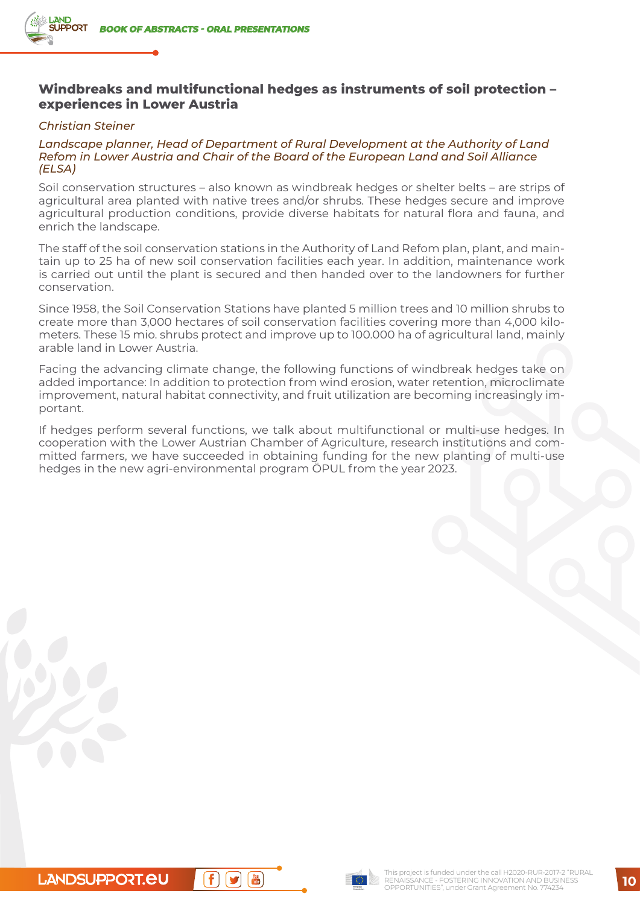## Windbreaks and multifunctional hedges as instruments of soil protection – experiences in Lower Austria

*Christian Steiner*

*Landscape planner, Head of Department of Rural Development at the Authority of Land Refom in Lower Austria and Chair of the Board of the European Land and Soil Alliance (ELSA)*

Soil conservation structures – also known as windbreak hedges or shelter belts – are strips of agricultural area planted with native trees and/or shrubs. These hedges secure and improve agricultural production conditions, provide diverse habitats for natural flora and fauna, and enrich the landscape.

The staff of the soil conservation stations in the Authority of Land Refom plan, plant, and maintain up to 25 ha of new soil conservation facilities each year. In addition, maintenance work is carried out until the plant is secured and then handed over to the landowners for further conservation.

Since 1958, the Soil Conservation Stations have planted 5 million trees and 10 million shrubs to create more than 3,000 hectares of soil conservation facilities covering more than 4,000 kilometers. These 15 mio. shrubs protect and improve up to 100.000 ha of agricultural land, mainly arable land in Lower Austria.

Facing the advancing climate change, the following functions of windbreak hedges take on added importance: In addition to protection from wind erosion, water retention, microclimate improvement, natural habitat connectivity, and fruit utilization are becoming increasingly important.

If hedges perform several functions, we talk about multifunctional or multi-use hedges. In cooperation with the Lower Austrian Chamber of Agriculture, research institutions and committed farmers, we have succeeded in obtaining funding for the new planting of multi-use hedges in the new agri-environmental program ÖPUL from the year 2023.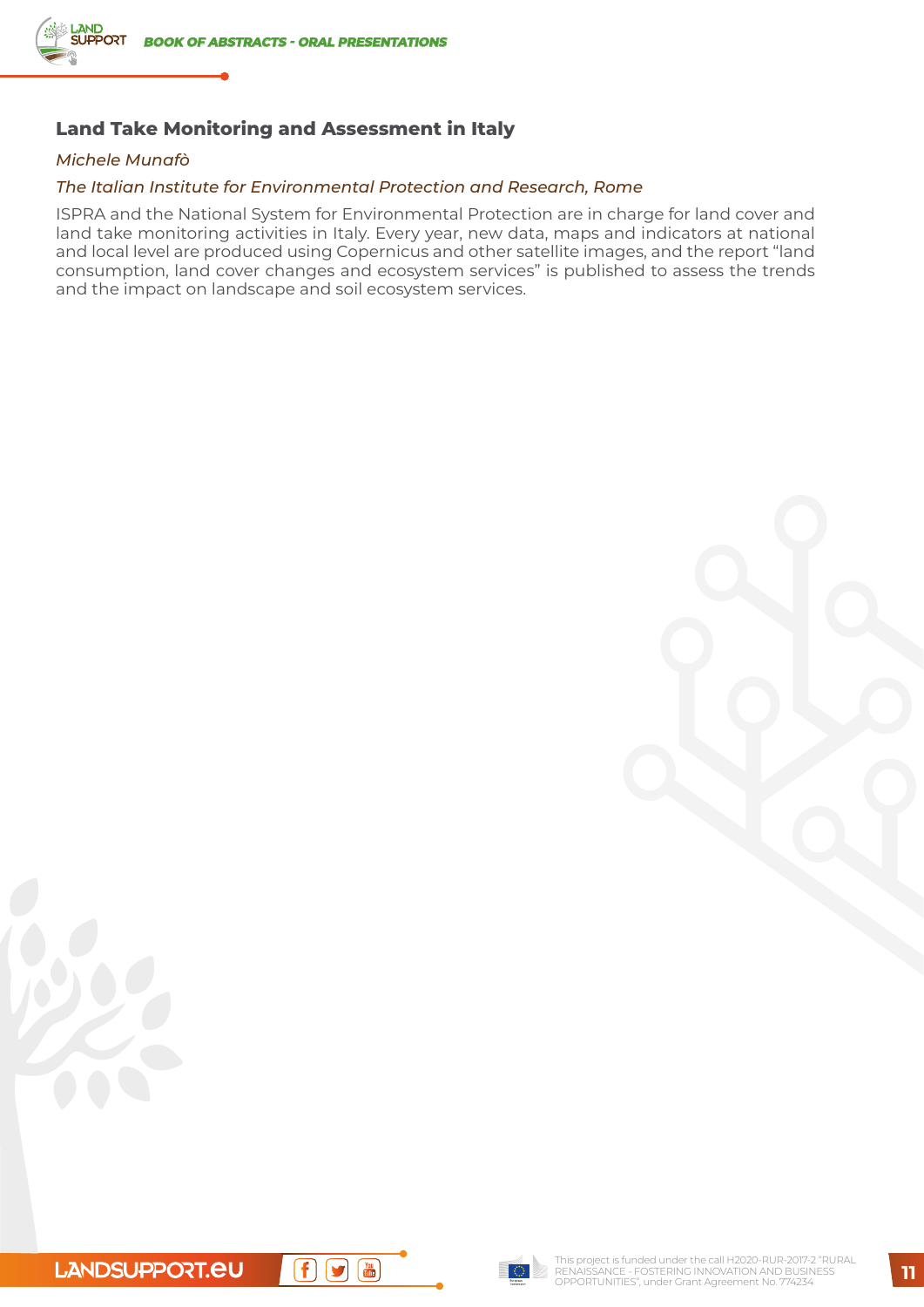## Land Take Monitoring and Assessment in Italy

*Michele Munafò*

*The Italian Institute for Environmental Protection and Research, Rome*

ISPRA and the National System for Environmental Protection are in charge for land cover and land take monitoring activities in Italy. Every year, new data, maps and indicators at national and local level are produced using Copernicus and other satellite images, and the report "land consumption, land cover changes and ecosystem services" is published to assess the trends and the impact on landscape and soil ecosystem services.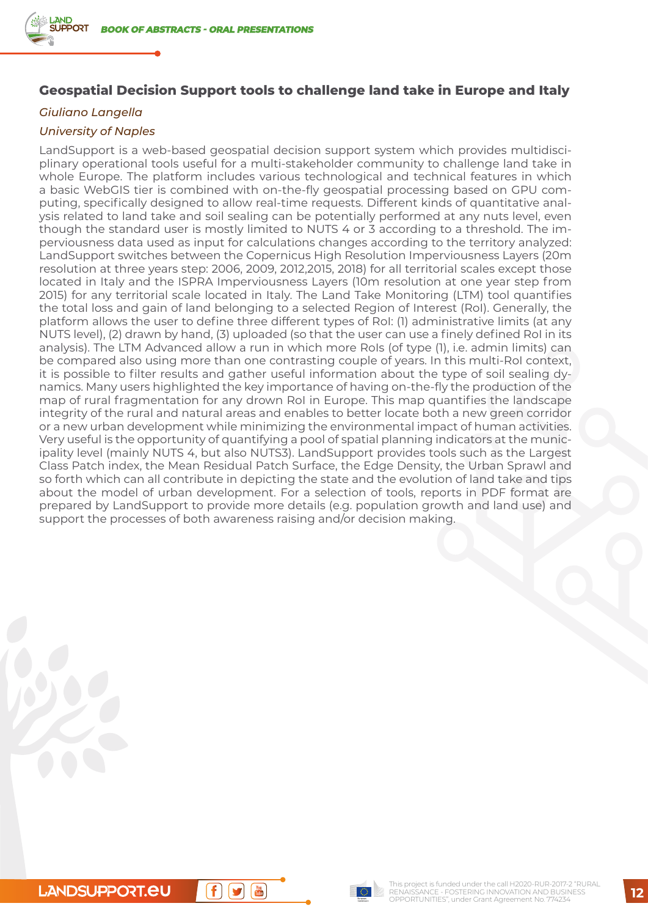## Geospatial Decision Support tools to challenge land take in Europe and Italy

*Giuliano Langella*

*University of Naples*

LandSupport is a web-based geospatial decision support system which provides multidisciplinary operational tools useful for a multi-stakeholder community to challenge land take in whole Europe. The platform includes various technological and technical features in which a basic WebGIS tier is combined with on-the-fly geospatial processing based on GPU computing, specifically designed to allow real-time requests. Different kinds of quantitative analysis related to land take and soil sealing can be potentially performed at any nuts level, even though the standard user is mostly limited to NUTS 4 or 3 according to a threshold. The imperviousness data used as input for calculations changes according to the territory analyzed: LandSupport switches between the Copernicus High Resolution Imperviousness Layers (20m resolution at three years step: 2006, 2009, 2012,2015, 2018) for all territorial scales except those located in Italy and the ISPRA Imperviousness Layers (10m resolution at one year step from 2015) for any territorial scale located in Italy. The Land Take Monitoring (LTM) tool quantifies the total loss and gain of land belonging to a selected Region of Interest (RoI). Generally, the platform allows the user to define three different types of RoI: (1) administrative limits (at any NUTS level), (2) drawn by hand, (3) uploaded (so that the user can use a finely defined RoI in its analysis). The LTM Advanced allow a run in which more RoIs (of type (1), i.e. admin limits) can be compared also using more than one contrasting couple of years. In this multi-RoI context, it is possible to filter results and gather useful information about the type of soil sealing dynamics. Many users highlighted the key importance of having on-the-fly the production of the map of rural fragmentation for any drown RoI in Europe. This map quantifies the landscape integrity of the rural and natural areas and enables to better locate both a new green corridor or a new urban development while minimizing the environmental impact of human activities. Very useful is the opportunity of quantifying a pool of spatial planning indicators at the municipality level (mainly NUTS 4, but also NUTS3). LandSupport provides tools such as the Largest Class Patch index, the Mean Residual Patch Surface, the Edge Density, the Urban Sprawl and so forth which can all contribute in depicting the state and the evolution of land take and tips about the model of urban development. For a selection of tools, reports in PDF format are prepared by LandSupport to provide more details (e.g. population growth and land use) and support the processes of both awareness raising and/or decision making.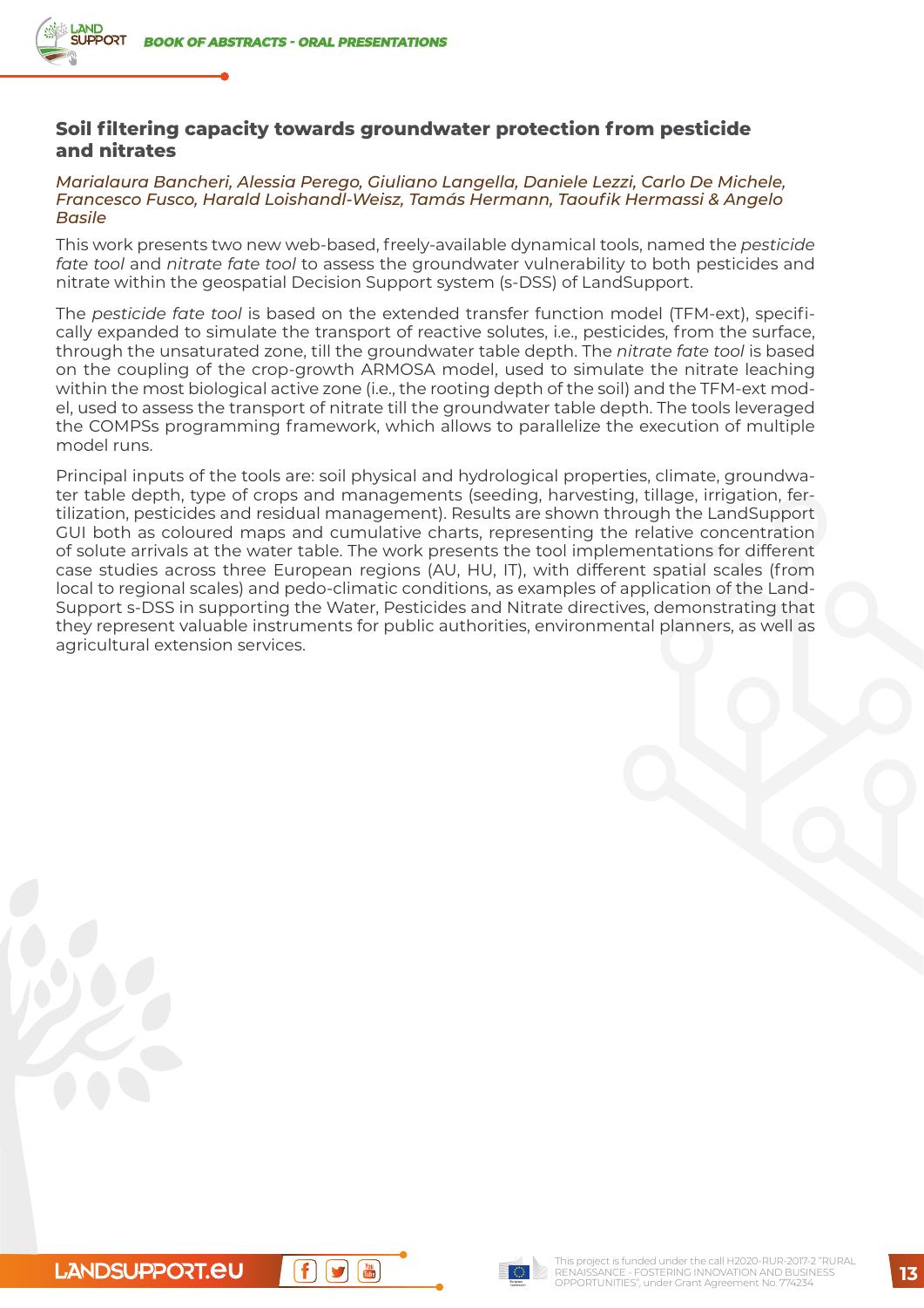## Soil filtering capacity towards groundwater protection from pesticide and nitrates

*Marialaura Bancheri, Alessia Perego, Giuliano Langella, Daniele Lezzi, Carlo De Michele, Francesco Fusco, Harald Loishandl-Weisz, Tamás Hermann, Taoufik Hermassi & Angelo Basile*

This work presents two new web-based, freely-available dynamical tools, named the *pesticide fate tool* and *nitrate fate tool* to assess the groundwater vulnerability to both pesticides and nitrate within the geospatial Decision Support system (s-DSS) of LandSupport.

The *pesticide fate tool* is based on the extended transfer function model (TFM-ext), specifically expanded to simulate the transport of reactive solutes, i.e., pesticides, from the surface, through the unsaturated zone, till the groundwater table depth. The *nitrate fate tool* is based on the coupling of the crop-growth ARMOSA model, used to simulate the nitrate leaching within the most biological active zone (i.e., the rooting depth of the soil) and the TFM-ext model, used to assess the transport of nitrate till the groundwater table depth. The tools leveraged the COMPSs programming framework, which allows to parallelize the execution of multiple model runs.

Principal inputs of the tools are: soil physical and hydrological properties, climate, groundwater table depth, type of crops and managements (seeding, harvesting, tillage, irrigation, fertilization, pesticides and residual management). Results are shown through the LandSupport GUI both as coloured maps and cumulative charts, representing the relative concentration of solute arrivals at the water table. The work presents the tool implementations for different case studies across three European regions (AU, HU, IT), with different spatial scales (from local to regional scales) and pedo-climatic conditions, as examples of application of the LandSupport s-DSS in supporting the Water, Pesticides and Nitrate directives, demonstrating that they represent valuable instruments for public authorities, environmental planners, as well as agricultural extension services.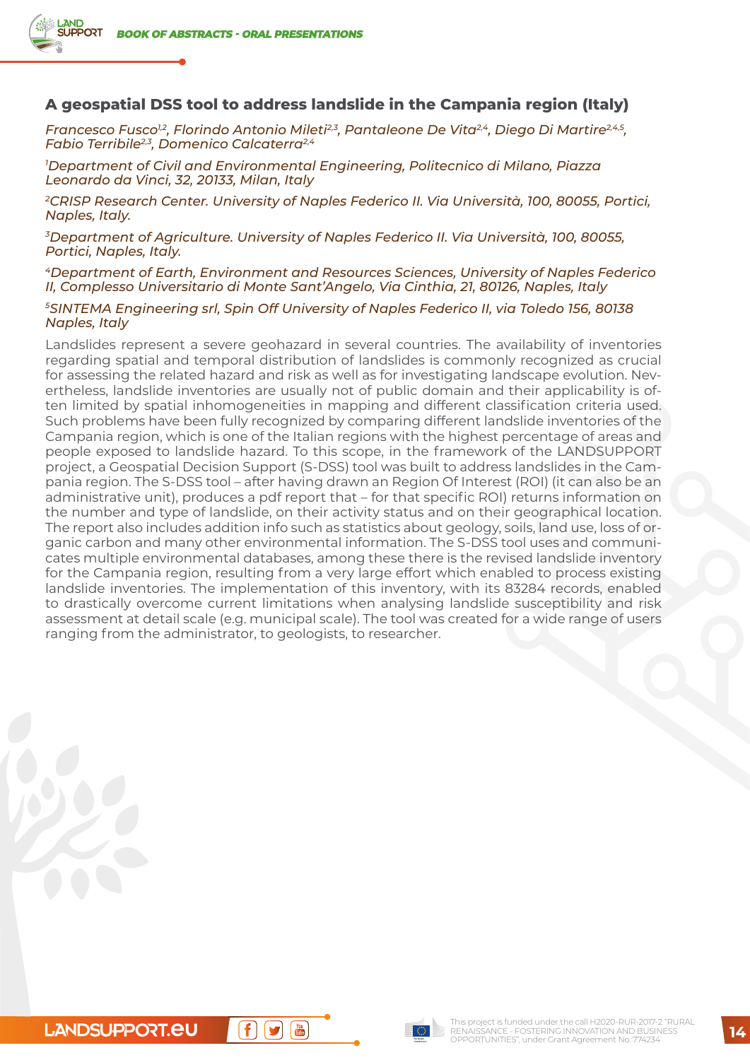## A geospatial DSS tool to address landslide in the Campania region (Italy)

*Francesco Fusco[1,2], Florindo Antonio Mileti[2,3], Pantaleone De Vita[2,4], Diego Di Martire[2,4,5], Fabio Terribile[2,3], Domenico Calcaterra[2,4]*

*[1]Department of Civil and Environmental Engineering, Politecnico di Milano, Piazza Leonardo da Vinci, 32, 20133, Milan, Italy*

*[2]CRISP Research Center. University of Naples Federico II. Via Università, 100, 80055, Portici, Naples, Italy.*

*[3]Department of Agriculture. University of Naples Federico II. Via Università, 100, 80055, Portici, Naples, Italy.*

*[4]Department of Earth, Environment and Resources Sciences, University of Naples Federico II, Complesso Universitario di Monte Sant'Angelo, Via Cinthia, 21, 80126, Naples, Italy*

*[5]SINTEMA Engineering srl, Spin Off University of Naples Federico II, via Toledo 156, 80138 Naples, Italy*

Landslides represent a severe geohazard in several countries. The availability of inventories regarding spatial and temporal distribution of landslides is commonly recognized as crucial for assessing the related hazard and risk as well as for investigating landscape evolution. Nevertheless, landslide inventories are usually not of public domain and their applicability is often limited by spatial inhomogeneities in mapping and different classification criteria used. Such problems have been fully recognized by comparing different landslide inventories of the Campania region, which is one of the Italian regions with the highest percentage of areas and people exposed to landslide hazard. To this scope, in the framework of the LANDSUPPORT project, a Geospatial Decision Support (S-DSS) tool was built to address landslides in the Campania region. The S-DSS tool – after having drawn an Region Of Interest (ROI) (it can also be an administrative unit), produces a pdf report that – for that specific ROI) returns information on the number and type of landslide, on their activity status and on their geographical location. The report also includes addition info such as statistics about geology, soils, land use, loss of organic carbon and many other environmental information. The S-DSS tool uses and communicates multiple environmental databases, among these there is the revised landslide inventory for the Campania region, resulting from a very large effort which enabled to process existing landslide inventories. The implementation of this inventory, with its 83284 records, enabled to drastically overcome current limitations when analysing landslide susceptibility and risk assessment at detail scale (e.g. municipal scale). The tool was created for a wide range of users ranging from the administrator, to geologists, to researcher.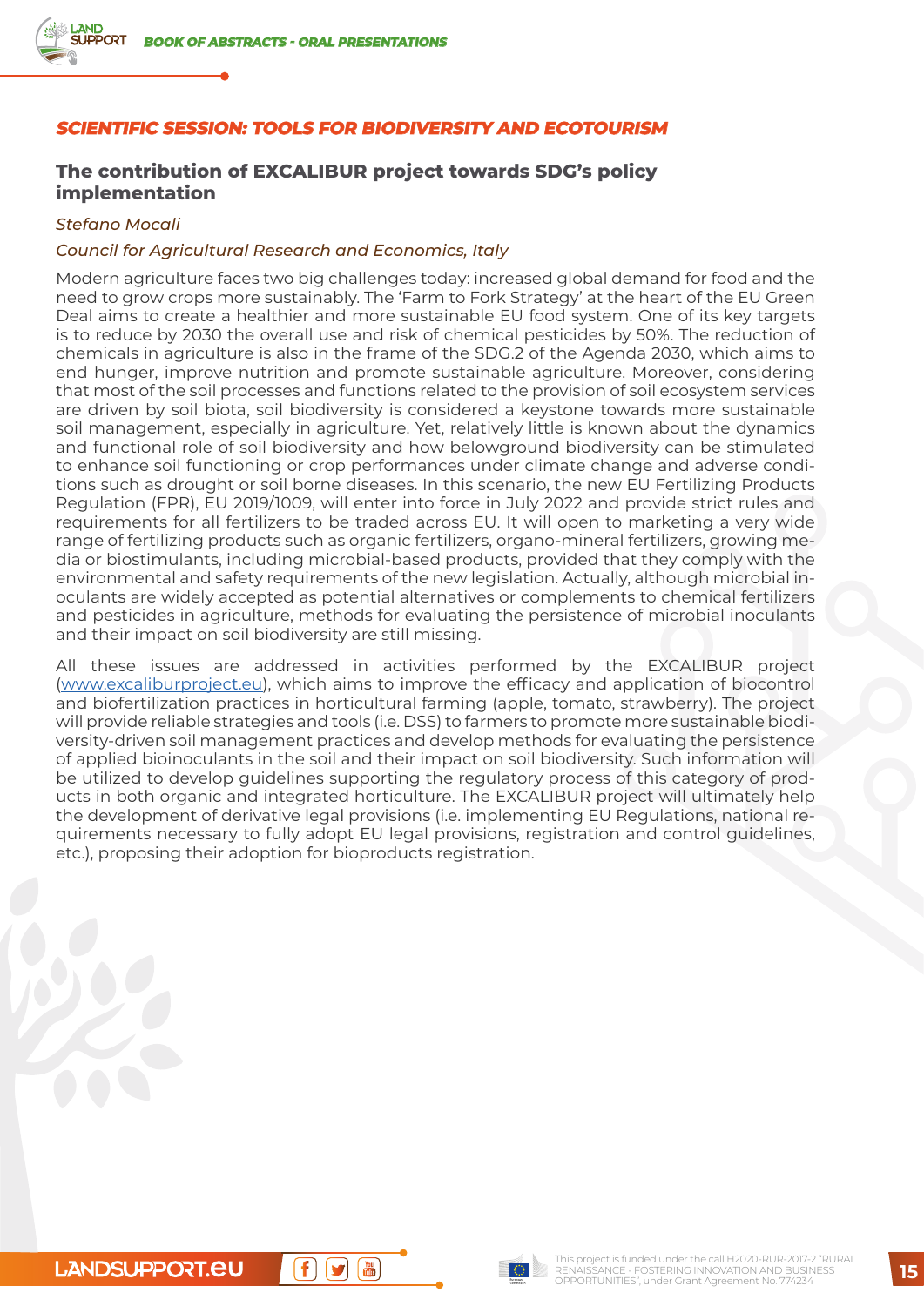## SCIENTIFIC SESSION: TOOLS FOR BIODIVERSITY AND ECOTOURISM

### The contribution of EXCALIBUR project towards SDG's policy implementation

*Stefano Mocali*

*Council for Agricultural Research and Economics, Italy*

Modern agriculture faces two big challenges today: increased global demand for food and the need to grow crops more sustainably. The 'Farm to Fork Strategy' at the heart of the EU Green Deal aims to create a healthier and more sustainable EU food system. One of its key targets is to reduce by 2030 the overall use and risk of chemical pesticides by 50%. The reduction of chemicals in agriculture is also in the frame of the SDG.2 of the Agenda 2030, which aims to end hunger, improve nutrition and promote sustainable agriculture. Moreover, considering that most of the soil processes and functions related to the provision of soil ecosystem services are driven by soil biota, soil biodiversity is considered a keystone towards more sustainable soil management, especially in agriculture. Yet, relatively little is known about the dynamics and functional role of soil biodiversity and how belowground biodiversity can be stimulated to enhance soil functioning or crop performances under climate change and adverse conditions such as drought or soil borne diseases. In this scenario, the new EU Fertilizing Products Regulation (FPR), EU 2019/1009, will enter into force in July 2022 and provide strict rules and requirements for all fertilizers to be traded across EU. It will open to marketing a very wide range of fertilizing products such as organic fertilizers, organo-mineral fertilizers, growing media or biostimulants, including microbial-based products, provided that they comply with the environmental and safety requirements of the new legislation. Actually, although microbial inoculants are widely accepted as potential alternatives or complements to chemical fertilizers and pesticides in agriculture, methods for evaluating the persistence of microbial inoculants and their impact on soil biodiversity are still missing.

All these issues are addressed in activities performed by the EXCALIBUR project (www.excaliburproject.eu), which aims to improve the efficacy and application of biocontrol and biofertilization practices in horticultural farming (apple, tomato, strawberry). The project will provide reliable strategies and tools (i.e. DSS) to farmers to promote more sustainable biodiversity-driven soil management practices and develop methods for evaluating the persistence of applied bioinoculants in the soil and their impact on soil biodiversity. Such information will be utilized to develop guidelines supporting the regulatory process of this category of products in both organic and integrated horticulture. The EXCALIBUR project will ultimately help the development of derivative legal provisions (i.e. implementing EU Regulations, national requirements necessary to fully adopt EU legal provisions, registration and control guidelines, etc.), proposing their adoption for bioproducts registration.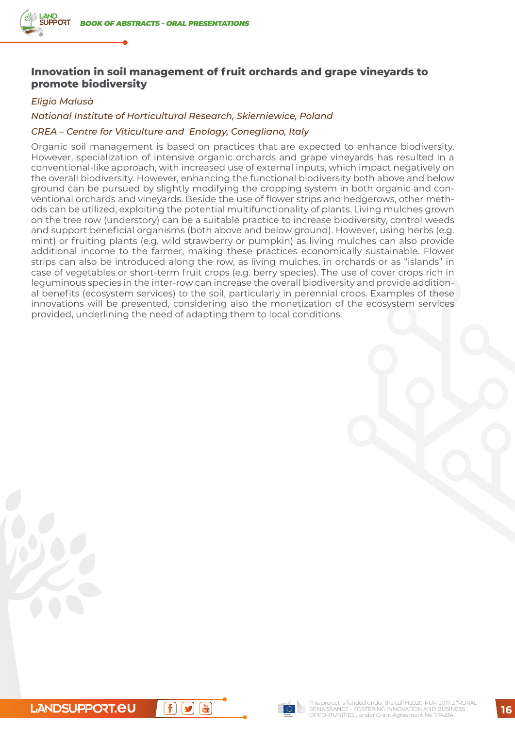## Innovation in soil management of fruit orchards and grape vineyards to promote biodiversity

*Eligio Malusà*

*National Institute of Horticultural Research, Skierniewice, Poland*

*CREA – Centre for Viticulture and Enology, Conegliano, Italy*

Organic soil management is based on practices that are expected to enhance biodiversity. However, specialization of intensive organic orchards and grape vineyards has resulted in a conventional-like approach, with increased use of external inputs, which impact negatively on the overall biodiversity. However, enhancing the functional biodiversity both above and below ground can be pursued by slightly modifying the cropping system in both organic and conventional orchards and vineyards. Beside the use of flower strips and hedgerows, other methods can be utilized, exploiting the potential multifunctionality of plants. Living mulches grown on the tree row (understory) can be a suitable practice to increase biodiversity, control weeds and support beneficial organisms (both above and below ground). However, using herbs (e.g. mint) or fruiting plants (e.g. wild strawberry or pumpkin) as living mulches can also provide additional income to the farmer, making these practices economically sustainable. Flower strips can also be introduced along the row, as living mulches, in orchards or as "islands" in case of vegetables or short-term fruit crops (e.g. berry species). The use of cover crops rich in leguminous species in the inter-row can increase the overall biodiversity and provide additional benefits (ecosystem services) to the soil, particularly in perennial crops. Examples of these innovations will be presented, considering also the monetization of the ecosystem services provided, underlining the need of adapting them to local conditions.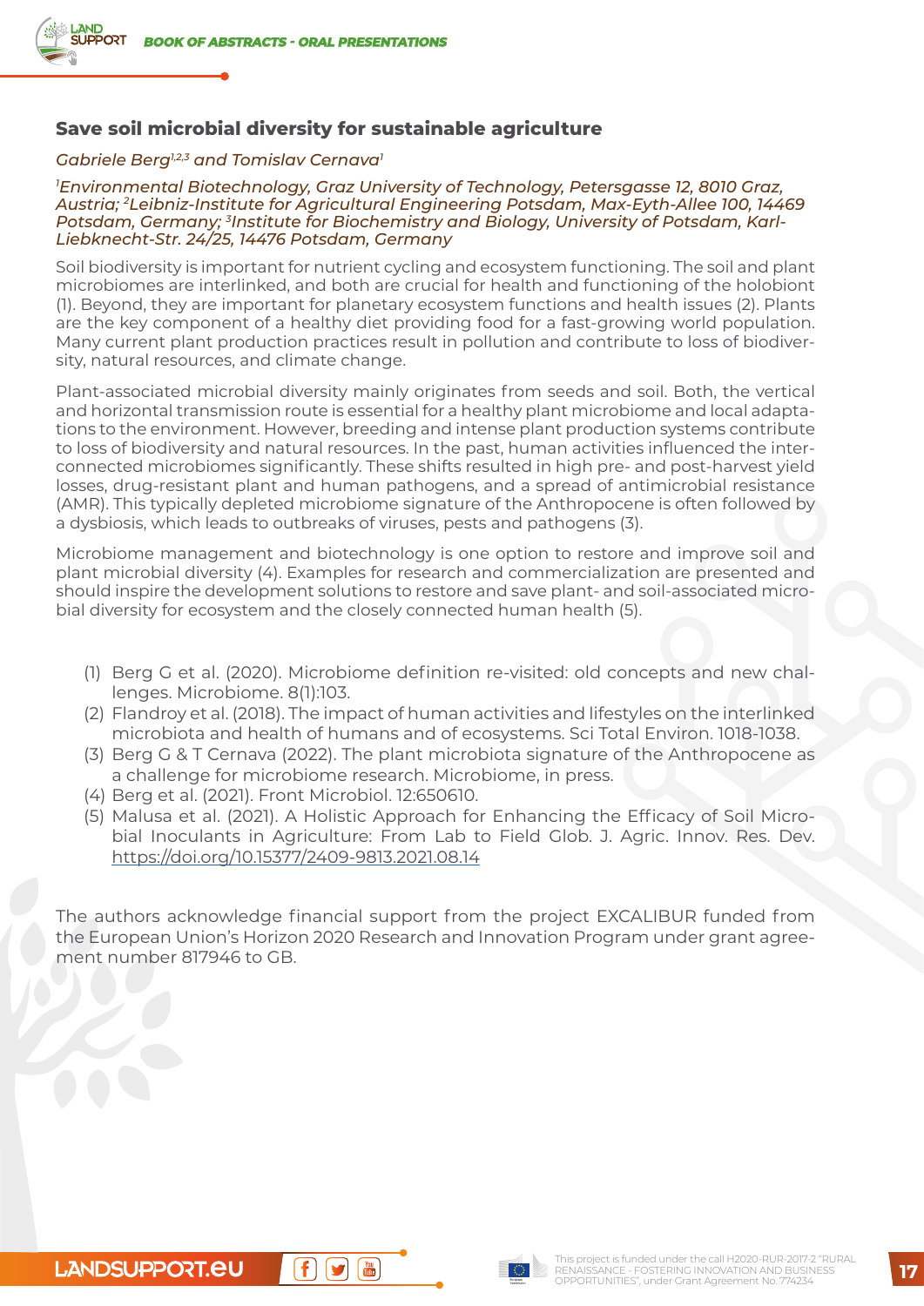## Save soil microbial diversity for sustainable agriculture

*Gabriele Berg[1,2,3] and Tomislav Cernava[1]*

*[1]Environmental Biotechnology, Graz University of Technology, Petersgasse 12, 8010 Graz, Austria; [2]Leibniz-Institute for Agricultural Engineering Potsdam, Max-Eyth-Allee 100, 14469 Potsdam, Germany; [3]Institute for Biochemistry and Biology, University of Potsdam, Karl-Liebknecht-Str. 24/25, 14476 Potsdam, Germany*

Soil biodiversity is important for nutrient cycling and ecosystem functioning. The soil and plant microbiomes are interlinked, and both are crucial for health and functioning of the holobiont (1). Beyond, they are important for planetary ecosystem functions and health issues (2). Plants are the key component of a healthy diet providing food for a fast-growing world population. Many current plant production practices result in pollution and contribute to loss of biodiversity, natural resources, and climate change.

Plant-associated microbial diversity mainly originates from seeds and soil. Both, the vertical and horizontal transmission route is essential for a healthy plant microbiome and local adaptations to the environment. However, breeding and intense plant production systems contribute to loss of biodiversity and natural resources. In the past, human activities influenced the interconnected microbiomes significantly. These shifts resulted in high pre- and post-harvest yield losses, drug-resistant plant and human pathogens, and a spread of antimicrobial resistance (AMR). This typically depleted microbiome signature of the Anthropocene is often followed by a dysbiosis, which leads to outbreaks of viruses, pests and pathogens (3).

Microbiome management and biotechnology is one option to restore and improve soil and plant microbial diversity (4). Examples for research and commercialization are presented and should inspire the development solutions to restore and save plant- and soil-associated microbial diversity for ecosystem and the closely connected human health (5).

(1) Berg G et al. (2020). Microbiome definition re-visited: old concepts and new challenges. Microbiome. 8(1):103.
(2) Flandroy et al. (2018). The impact of human activities and lifestyles on the interlinked microbiota and health of humans and of ecosystems. Sci Total Environ. 1018-1038.
(3) Berg G & T Cernava (2022). The plant microbiota signature of the Anthropocene as a challenge for microbiome research. Microbiome, in press.
(4) Berg et al. (2021). Front Microbiol. 12:650610.
(5) Malusa et al. (2021). A Holistic Approach for Enhancing the Efficacy of Soil Microbial Inoculants in Agriculture: From Lab to Field Glob. J. Agric. Innov. Res. Dev. https://doi.org/10.15377/2409-9813.2021.08.14

The authors acknowledge financial support from the project EXCALIBUR funded from the European Union's Horizon 2020 Research and Innovation Program under grant agreement number 817946 to GB.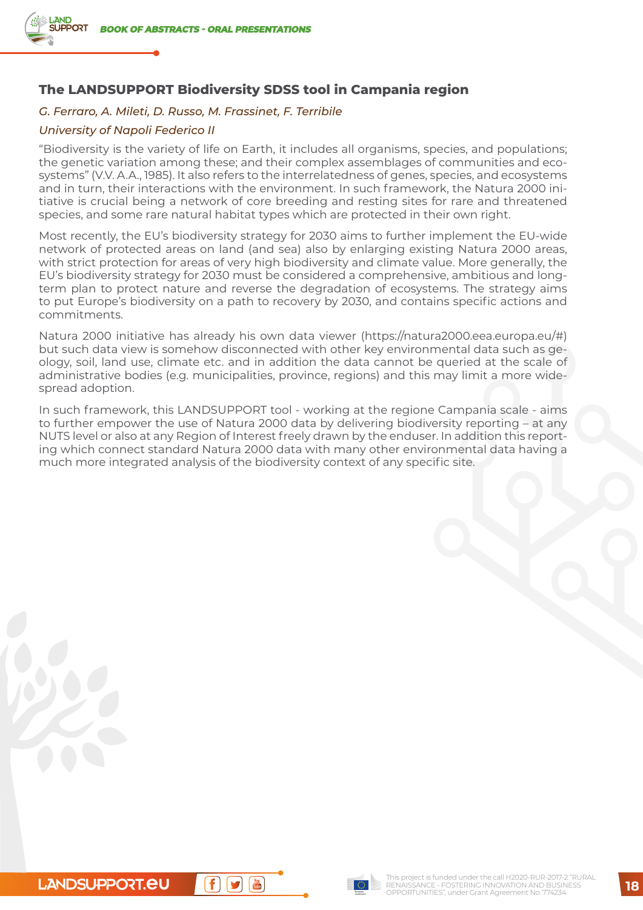## The LANDSUPPORT Biodiversity SDSS tool in Campania region

*G. Ferraro, A. Mileti, D. Russo, M. Frassinet, F. Terribile*

*University of Napoli Federico II*

"Biodiversity is the variety of life on Earth, it includes all organisms, species, and populations; the genetic variation among these; and their complex assemblages of communities and ecosystems" (V.V. A.A., 1985). It also refers to the interrelatedness of genes, species, and ecosystems and in turn, their interactions with the environment. In such framework, the Natura 2000 initiative is crucial being a network of core breeding and resting sites for rare and threatened species, and some rare natural habitat types which are protected in their own right.

Most recently, the EU's biodiversity strategy for 2030 aims to further implement the EU-wide network of protected areas on land (and sea) also by enlarging existing Natura 2000 areas, with strict protection for areas of very high biodiversity and climate value. More generally, the EU's biodiversity strategy for 2030 must be considered a comprehensive, ambitious and long-term plan to protect nature and reverse the degradation of ecosystems. The strategy aims to put Europe's biodiversity on a path to recovery by 2030, and contains specific actions and commitments.

Natura 2000 initiative has already his own data viewer (https://natura2000.eea.europa.eu/#) but such data view is somehow disconnected with other key environmental data such as geology, soil, land use, climate etc. and in addition the data cannot be queried at the scale of administrative bodies (e.g. municipalities, province, regions) and this may limit a more widespread adoption.

In such framework, this LANDSUPPORT tool - working at the regione Campania scale - aims to further empower the use of Natura 2000 data by delivering biodiversity reporting – at any NUTS level or also at any Region of Interest freely drawn by the enduser. In addition this reporting which connect standard Natura 2000 data with many other environmental data having a much more integrated analysis of the biodiversity context of any specific site.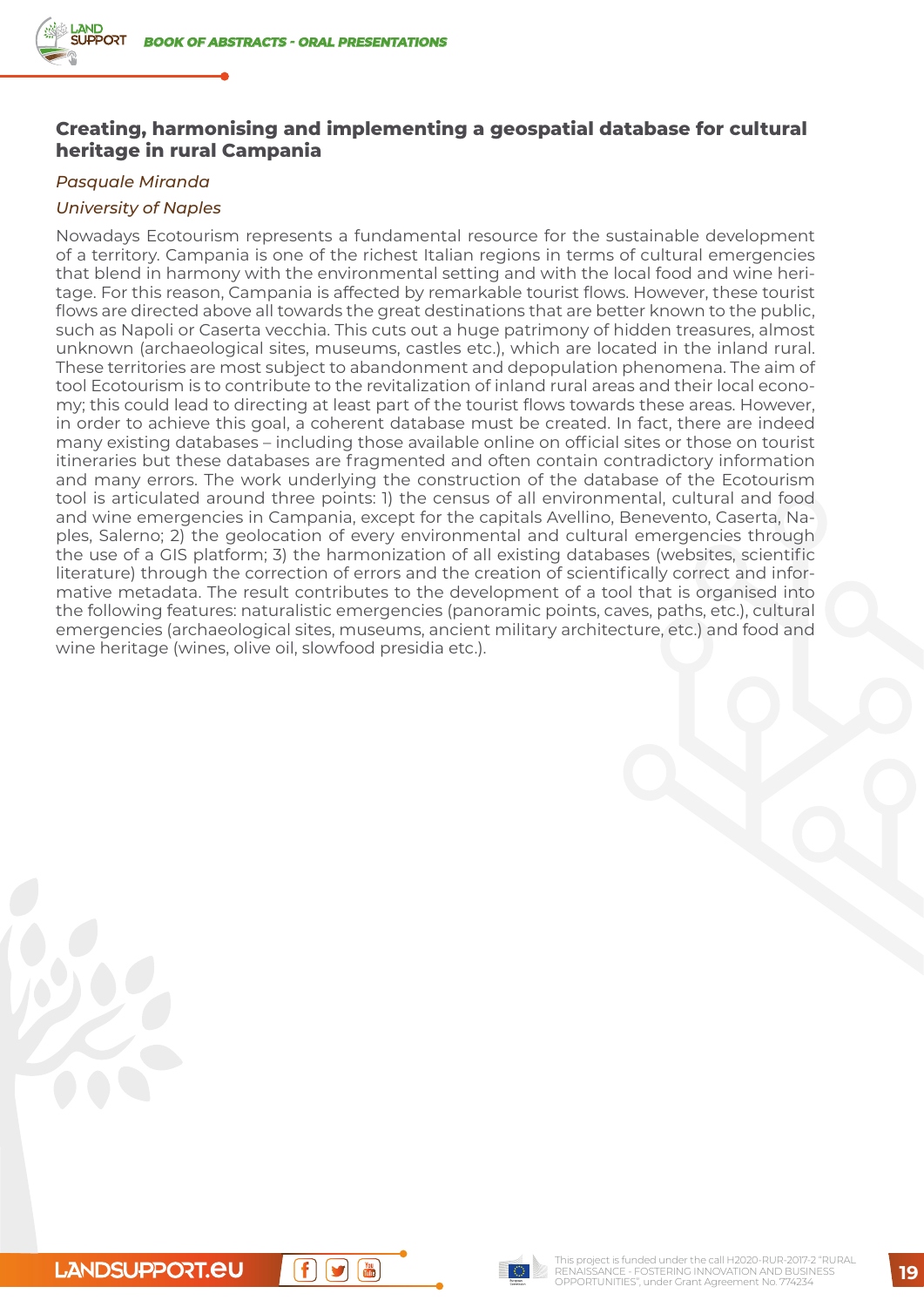## Creating, harmonising and implementing a geospatial database for cultural heritage in rural Campania

*Pasquale Miranda*

*University of Naples*

Nowadays Ecotourism represents a fundamental resource for the sustainable development of a territory. Campania is one of the richest Italian regions in terms of cultural emergencies that blend in harmony with the environmental setting and with the local food and wine heritage. For this reason, Campania is affected by remarkable tourist flows. However, these tourist flows are directed above all towards the great destinations that are better known to the public, such as Napoli or Caserta vecchia. This cuts out a huge patrimony of hidden treasures, almost unknown (archaeological sites, museums, castles etc.), which are located in the inland rural. These territories are most subject to abandonment and depopulation phenomena. The aim of tool Ecotourism is to contribute to the revitalization of inland rural areas and their local economy; this could lead to directing at least part of the tourist flows towards these areas. However, in order to achieve this goal, a coherent database must be created. In fact, there are indeed many existing databases – including those available online on official sites or those on tourist itineraries but these databases are fragmented and often contain contradictory information and many errors. The work underlying the construction of the database of the Ecotourism tool is articulated around three points: 1) the census of all environmental, cultural and food and wine emergencies in Campania, except for the capitals Avellino, Benevento, Caserta, Naples, Salerno; 2) the geolocation of every environmental and cultural emergencies through the use of a GIS platform; 3) the harmonization of all existing databases (websites, scientific literature) through the correction of errors and the creation of scientifically correct and informative metadata. The result contributes to the development of a tool that is organised into the following features: naturalistic emergencies (panoramic points, caves, paths, etc.), cultural emergencies (archaeological sites, museums, ancient military architecture, etc.) and food and wine heritage (wines, olive oil, slowfood presidia etc.).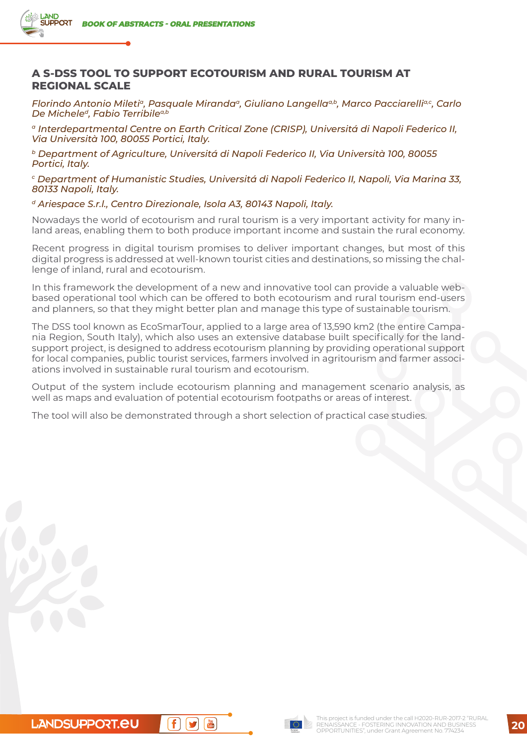# A S-DSS TOOL TO SUPPORT ECOTOURISM AND RURAL TOURISM AT REGIONAL SCALE

*Florindo Antonio Mileti[a], Pasquale Miranda[a], Giuliano Langella[a,b], Marco Pacciarelli[a,c], Carlo De Michele[d], Fabio Terribile[a,b]*

*[a] Interdepartmental Centre on Earth Critical Zone (CRISP), Universitá di Napoli Federico II, Via Università 100, 80055 Portici, Italy.*

*[b] Department of Agriculture, Universitá di Napoli Federico II, Via Università 100, 80055 Portici, Italy.*

*[c] Department of Humanistic Studies, Universitá di Napoli Federico II, Napoli, Via Marina 33, 80133 Napoli, Italy.*

*[d] Ariespace S.r.l., Centro Direzionale, Isola A3, 80143 Napoli, Italy.*

Nowadays the world of ecotourism and rural tourism is a very important activity for many inland areas, enabling them to both produce important income and sustain the rural economy.

Recent progress in digital tourism promises to deliver important changes, but most of this digital progress is addressed at well-known tourist cities and destinations, so missing the challenge of inland, rural and ecotourism.

In this framework the development of a new and innovative tool can provide a valuable web-based operational tool which can be offered to both ecotourism and rural tourism end-users and planners, so that they might better plan and manage this type of sustainable tourism.

The DSS tool known as EcoSmarTour, applied to a large area of 13,590 km2 (the entire Campania Region, South Italy), which also uses an extensive database built specifically for the landsupport project, is designed to address ecotourism planning by providing operational support for local companies, public tourist services, farmers involved in agritourism and farmer associations involved in sustainable rural tourism and ecotourism.

Output of the system include ecotourism planning and management scenario analysis, as well as maps and evaluation of potential ecotourism footpaths or areas of interest.

The tool will also be demonstrated through a short selection of practical case studies.